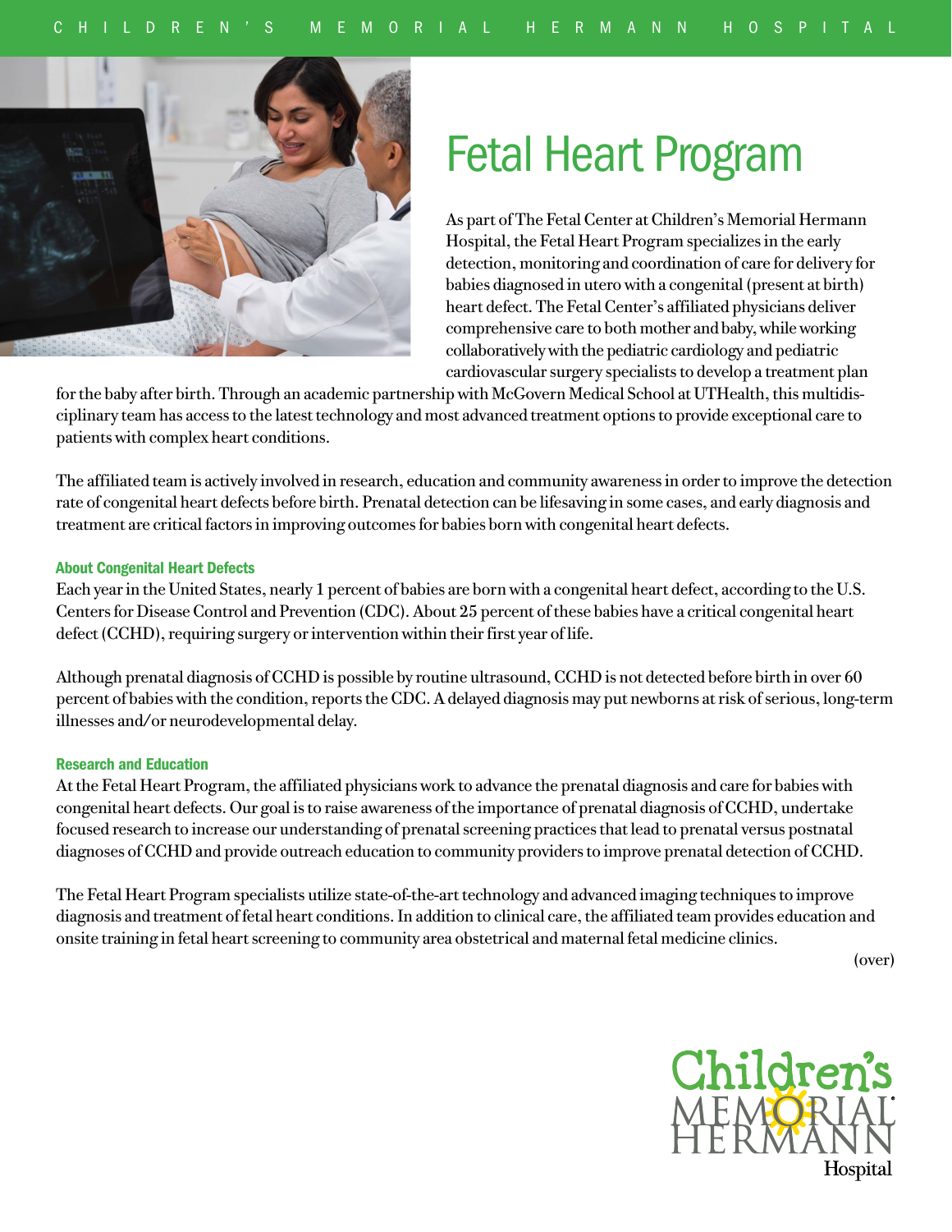# Fetal Heart Program

As part of The Fetal Center at Children's Memorial Hermann Hospital, the Fetal Heart Program specializes in the early detection, monitoring and coordination of care for delivery for babies diagnosed in utero with a congenital (present at birth) heart defect. The Fetal Center's affiliated physicians deliver comprehensive care to both mother and baby, while working collaboratively with the pediatric cardiology and pediatric cardiovascular surgery specialists to develop a treatment plan for the baby after birth. Through an academic partnership with McGovern Medical School at UTHealth, this multidisciplinary team has access to the latest technology and most advanced treatment options to provide exceptional care to patients with complex heart conditions.

The affiliated team is actively involved in research, education and community awareness in order to improve the detection rate of congenital heart defects before birth. Prenatal detection can be lifesaving in some cases, and early diagnosis and treatment are critical factors in improving outcomes for babies born with congenital heart defects.

### About Congenital Heart Defects

Each year in the United States, nearly 1 percent of babies are born with a congenital heart defect, according to the U.S. Centers for Disease Control and Prevention (CDC). About 25 percent of these babies have a critical congenital heart defect (CCHD), requiring surgery or intervention within their first year of life.

Although prenatal diagnosis of CCHD is possible by routine ultrasound, CCHD is not detected before birth in over 60 percent of babies with the condition, reports the CDC. A delayed diagnosis may put newborns at risk of serious, long-term illnesses and/or neurodevelopmental delay.

### Research and Education

At the Fetal Heart Program, the affiliated physicians work to advance the prenatal diagnosis and care for babies with congenital heart defects. Our goal is to raise awareness of the importance of prenatal diagnosis of CCHD, undertake focused research to increase our understanding of prenatal screening practices that lead to prenatal versus postnatal diagnoses of CCHD and provide outreach education to community providers to improve prenatal detection of CCHD.

The Fetal Heart Program specialists utilize state-of-the-art technology and advanced imaging techniques to improve diagnosis and treatment of fetal heart conditions. In addition to clinical care, the affiliated team provides education and onsite training in fetal heart screening to community area obstetrical and maternal fetal medicine clinics.

(over)

Children's Memorial Hermann Hospital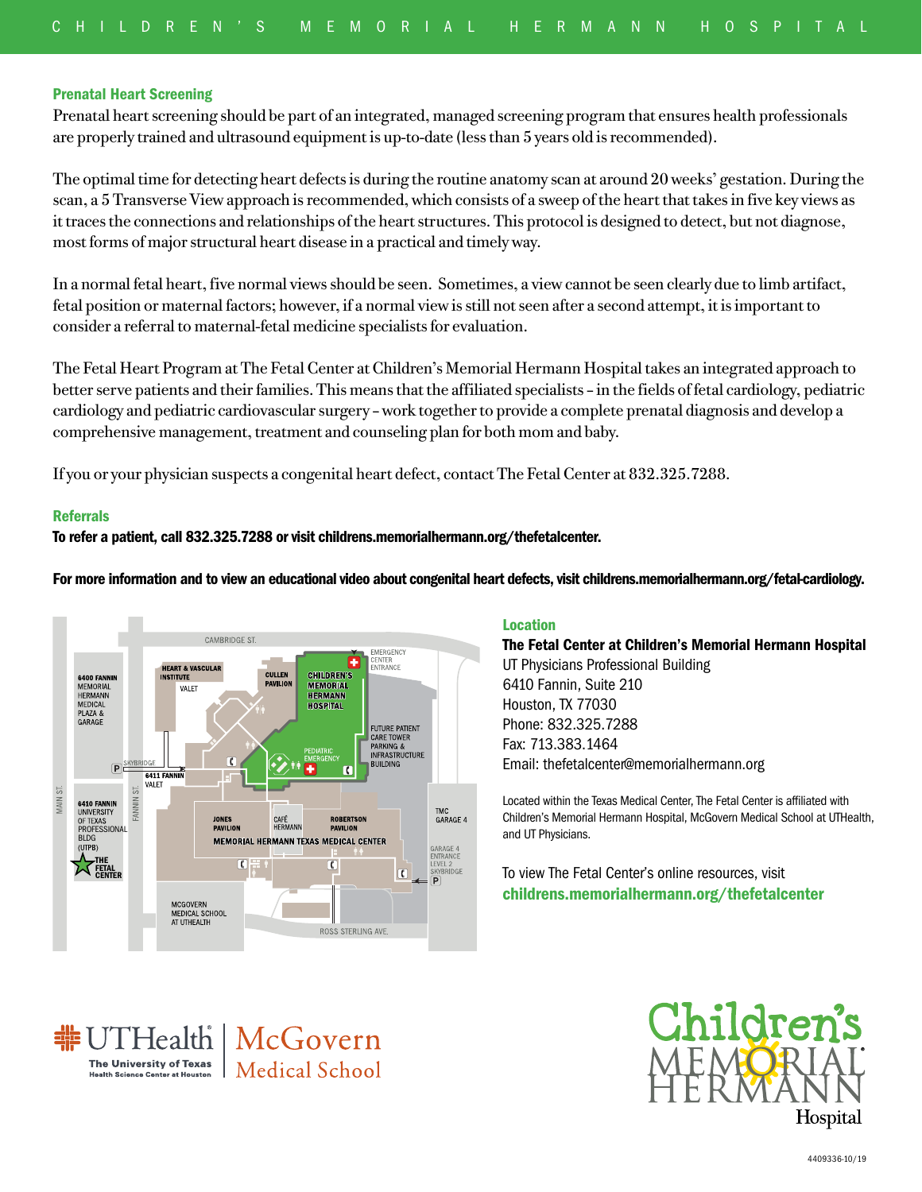### Prenatal Heart Screening

Prenatal heart screening should be part of an integrated, managed screening program that ensures health professionals are properly trained and ultrasound equipment is up-to-date (less than 5 years old is recommended).

The optimal time for detecting heart defects is during the routine anatomy scan at around 20 weeks' gestation. During the scan, a 5 Transverse View approach is recommended, which consists of a sweep of the heart that takes in five key views as it traces the connections and relationships of the heart structures. This protocol is designed to detect, but not diagnose, most forms of major structural heart disease in a practical and timely way.

In a normal fetal heart, five normal views should be seen. Sometimes, a view cannot be seen clearly due to limb artifact, fetal position or maternal factors; however, if a normal view is still not seen after a second attempt, it is important to consider a referral to maternal-fetal medicine specialists for evaluation.

The Fetal Heart Program at The Fetal Center at Children's Memorial Hermann Hospital takes an integrated approach to better serve patients and their families. This means that the affiliated specialists – in the fields of fetal cardiology, pediatric cardiology and pediatric cardiovascular surgery – work together to provide a complete prenatal diagnosis and develop a comprehensive management, treatment and counseling plan for both mom and baby.

If you or your physician suspects a congenital heart defect, contact The Fetal Center at 832.325.7288.

### Referrals

**To refer a patient, call 832.325.7288 or visit childrens.memorialhermann.org/thefetalcenter.**

**For more information and to view an educational video about congenital heart defects, visit childrens.memorialhermann.org/fetal-cardiology.**

CAMBRIDGE ST.
EMERGENCY CENTER ENTRANCE
HEART & VASCULAR INSTITUTE
CULLEN PAVILION
CHILDREN'S MEMORIAL HERMANN HOSPITAL
6400 FANNIN MEMORIAL HERMANN MEDICAL PLAZA & GARAGE
VALET
FUTURE PATIENT CARE TOWER PARKING & INFRASTRUCTURE BUILDING
PEDIATRIC EMERGENCY
SKYBRIDGE
6411 FANNIN VALET
MAIN ST.
FANNIN ST.
6410 FANNIN UNIVERSITY OF TEXAS PROFESSIONAL BLDG (UTPB)
THE FETAL CENTER
JONES PAVILION
CAFÉ HERMANN
ROBERTSON PAVILION
MEMORIAL HERMANN TEXAS MEDICAL CENTER
TMC GARAGE 4
GARAGE 4 ENTRANCE LEVEL 2 SKYBRIDGE
MCGOVERN MEDICAL SCHOOL AT UTHEALTH
ROSS STERLING AVE.

### Location

**The Fetal Center at Children's Memorial Hermann Hospital**
UT Physicians Professional Building
6410 Fannin, Suite 210
Houston, TX 77030
Phone: 832.325.7288
Fax: 713.383.1464
Email: thefetalcenter@memorialhermann.org

Located within the Texas Medical Center, The Fetal Center is affiliated with Children's Memorial Hermann Hospital, McGovern Medical School at UTHealth, and UT Physicians.

To view The Fetal Center's online resources, visit **childrens.memorialhermann.org/thefetalcenter**

UTHealth The University of Texas Health Science Center at Houston | McGovern Medical School

Children's Memorial Hermann Hospital

4409336-10/19